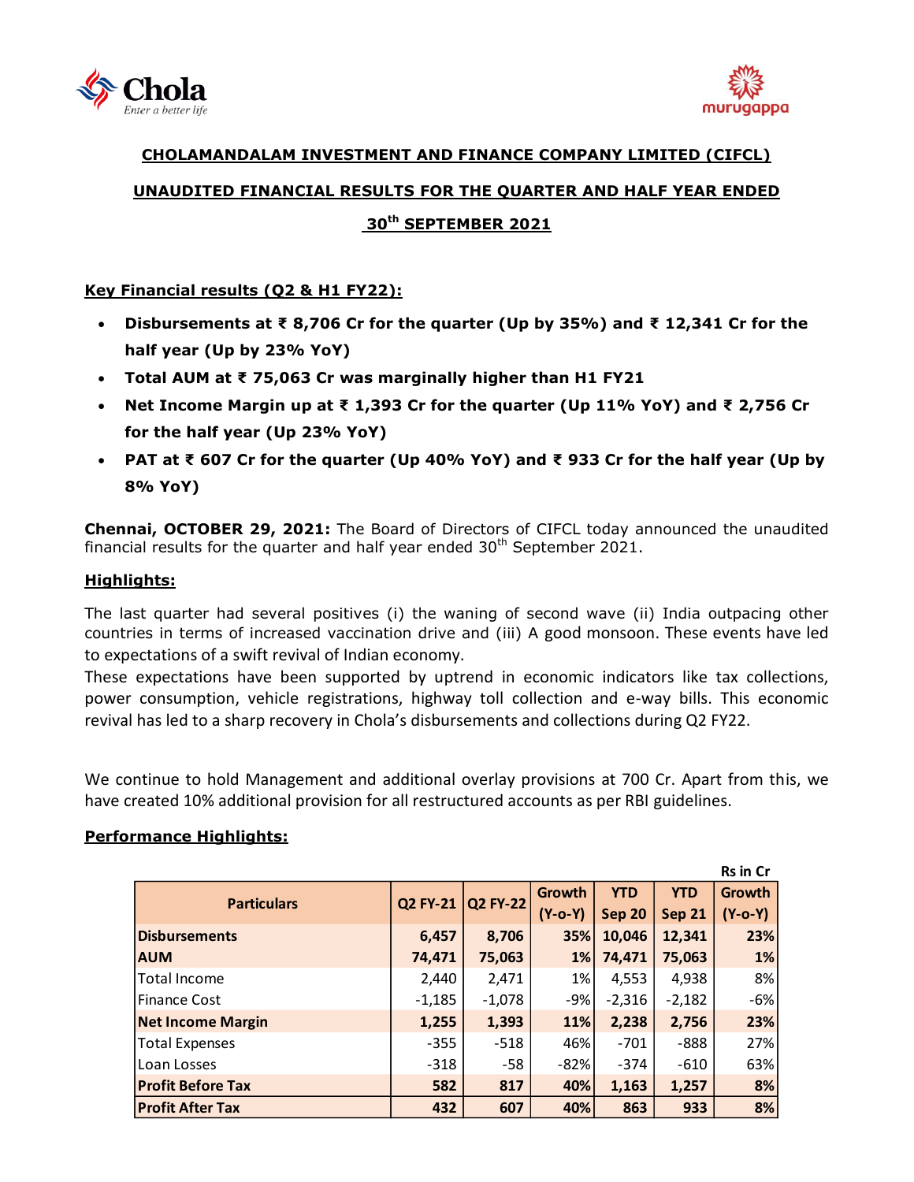## CHOLAMANDALAM INVESTMENT AND FINANCE COMPANY LIMITED (CIFCL)

## UNAUDITED FINANCIAL RESULTS FOR THE QUARTER AND HALF YEAR ENDED 30th SEPTEMBER 2021

### Key Financial results (Q2 & H1 FY22):

- **Disbursements at ₹ 8,706 Cr for the quarter (Up by 35%) and ₹ 12,341 Cr for the half year (Up by 23% YoY)**
- **Total AUM at ₹ 75,063 Cr was marginally higher than H1 FY21**
- **Net Income Margin up at ₹ 1,393 Cr for the quarter (Up 11% YoY) and ₹ 2,756 Cr for the half year (Up 23% YoY)**
- **PAT at ₹ 607 Cr for the quarter (Up 40% YoY) and ₹ 933 Cr for the half year (Up by 8% YoY)**

**Chennai, OCTOBER 29, 2021:** The Board of Directors of CIFCL today announced the unaudited financial results for the quarter and half year ended 30th September 2021.

### Highlights:

The last quarter had several positives (i) the waning of second wave (ii) India outpacing other countries in terms of increased vaccination drive and (iii) A good monsoon. These events have led to expectations of a swift revival of Indian economy.

These expectations have been supported by uptrend in economic indicators like tax collections, power consumption, vehicle registrations, highway toll collection and e-way bills. This economic revival has led to a sharp recovery in Chola's disbursements and collections during Q2 FY22.

We continue to hold Management and additional overlay provisions at 700 Cr. Apart from this, we have created 10% additional provision for all restructured accounts as per RBI guidelines.

### Performance Highlights:

Rs in Cr

| Particulars | Q2 FY-21 | Q2 FY-22 | Growth (Y-o-Y) | YTD Sep 20 | YTD Sep 21 | Growth (Y-o-Y) |
|---|---|---|---|---|---|---|
| **Disbursements** | **6,457** | **8,706** | **35%** | **10,046** | **12,341** | **23%** |
| **AUM** | **74,471** | **75,063** | **1%** | **74,471** | **75,063** | **1%** |
| Total Income | 2,440 | 2,471 | 1% | 4,553 | 4,938 | 8% |
| Finance Cost | -1,185 | -1,078 | -9% | -2,316 | -2,182 | -6% |
| **Net Income Margin** | **1,255** | **1,393** | **11%** | **2,238** | **2,756** | **23%** |
| Total Expenses | -355 | -518 | 46% | -701 | -888 | 27% |
| Loan Losses | -318 | -58 | -82% | -374 | -610 | 63% |
| **Profit Before Tax** | **582** | **817** | **40%** | **1,163** | **1,257** | **8%** |
| **Profit After Tax** | **432** | **607** | **40%** | **863** | **933** | **8%** |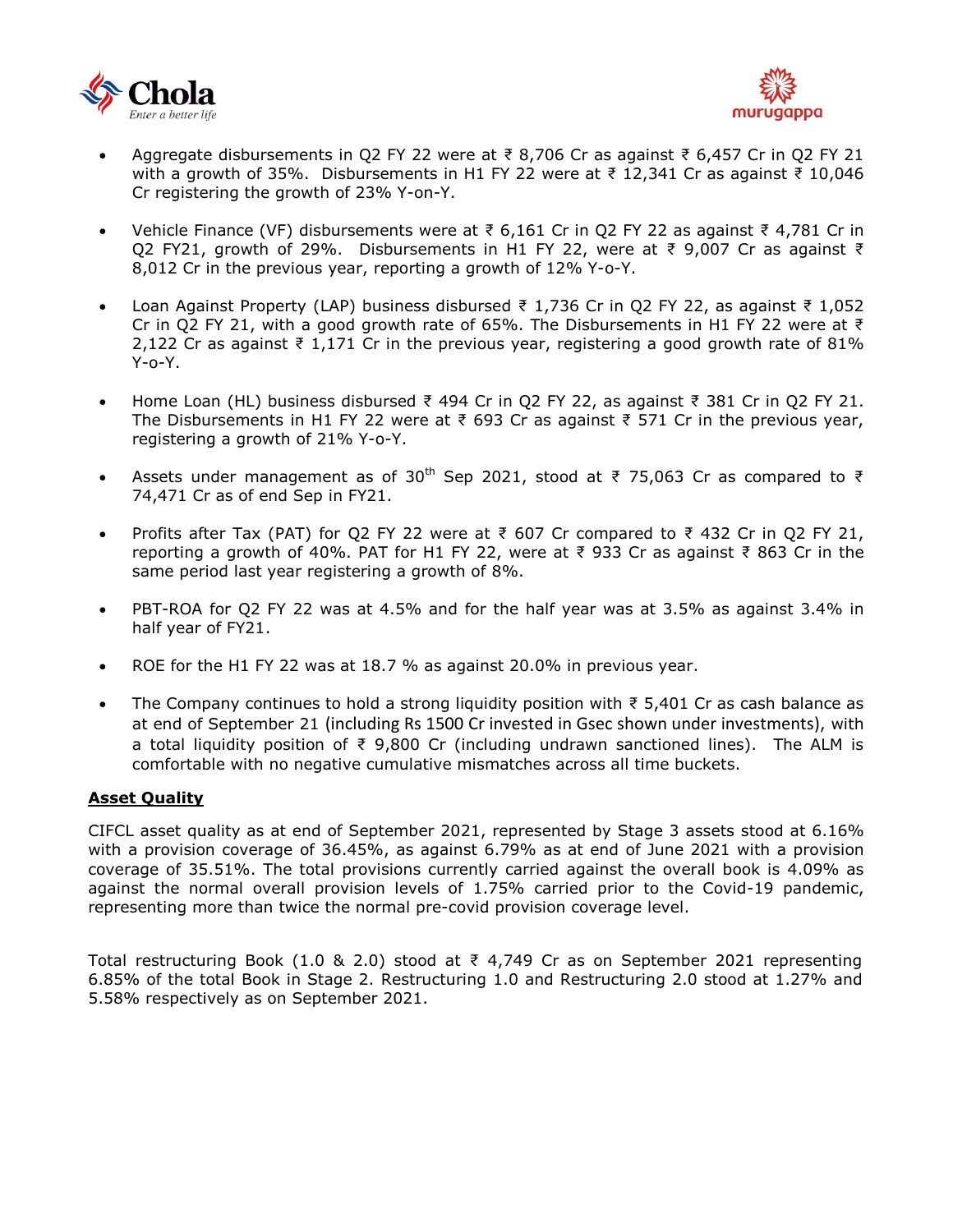- Aggregate disbursements in Q2 FY 22 were at ₹ 8,706 Cr as against ₹ 6,457 Cr in Q2 FY 21 with a growth of 35%. Disbursements in H1 FY 22 were at ₹ 12,341 Cr as against ₹ 10,046 Cr registering the growth of 23% Y-on-Y.

- Vehicle Finance (VF) disbursements were at ₹ 6,161 Cr in Q2 FY 22 as against ₹ 4,781 Cr in Q2 FY21, growth of 29%. Disbursements in H1 FY 22, were at ₹ 9,007 Cr as against ₹ 8,012 Cr in the previous year, reporting a growth of 12% Y-o-Y.

- Loan Against Property (LAP) business disbursed ₹ 1,736 Cr in Q2 FY 22, as against ₹ 1,052 Cr in Q2 FY 21, with a good growth rate of 65%. The Disbursements in H1 FY 22 were at ₹ 2,122 Cr as against ₹ 1,171 Cr in the previous year, registering a good growth rate of 81% Y-o-Y.

- Home Loan (HL) business disbursed ₹ 494 Cr in Q2 FY 22, as against ₹ 381 Cr in Q2 FY 21. The Disbursements in H1 FY 22 were at ₹ 693 Cr as against ₹ 571 Cr in the previous year, registering a growth of 21% Y-o-Y.

- Assets under management as of 30th Sep 2021, stood at ₹ 75,063 Cr as compared to ₹ 74,471 Cr as of end Sep in FY21.

- Profits after Tax (PAT) for Q2 FY 22 were at ₹ 607 Cr compared to ₹ 432 Cr in Q2 FY 21, reporting a growth of 40%. PAT for H1 FY 22, were at ₹ 933 Cr as against ₹ 863 Cr in the same period last year registering a growth of 8%.

- PBT-ROA for Q2 FY 22 was at 4.5% and for the half year was at 3.5% as against 3.4% in half year of FY21.

- ROE for the H1 FY 22 was at 18.7 % as against 20.0% in previous year.

- The Company continues to hold a strong liquidity position with ₹ 5,401 Cr as cash balance as at end of September 21 (including Rs 1500 Cr invested in Gsec shown under investments), with a total liquidity position of ₹ 9,800 Cr (including undrawn sanctioned lines). The ALM is comfortable with no negative cumulative mismatches across all time buckets.

## **Asset Quality**

CIFCL asset quality as at end of September 2021, represented by Stage 3 assets stood at 6.16% with a provision coverage of 36.45%, as against 6.79% as at end of June 2021 with a provision coverage of 35.51%. The total provisions currently carried against the overall book is 4.09% as against the normal overall provision levels of 1.75% carried prior to the Covid-19 pandemic, representing more than twice the normal pre-covid provision coverage level.

Total restructuring Book (1.0 & 2.0) stood at ₹ 4,749 Cr as on September 2021 representing 6.85% of the total Book in Stage 2. Restructuring 1.0 and Restructuring 2.0 stood at 1.27% and 5.58% respectively as on September 2021.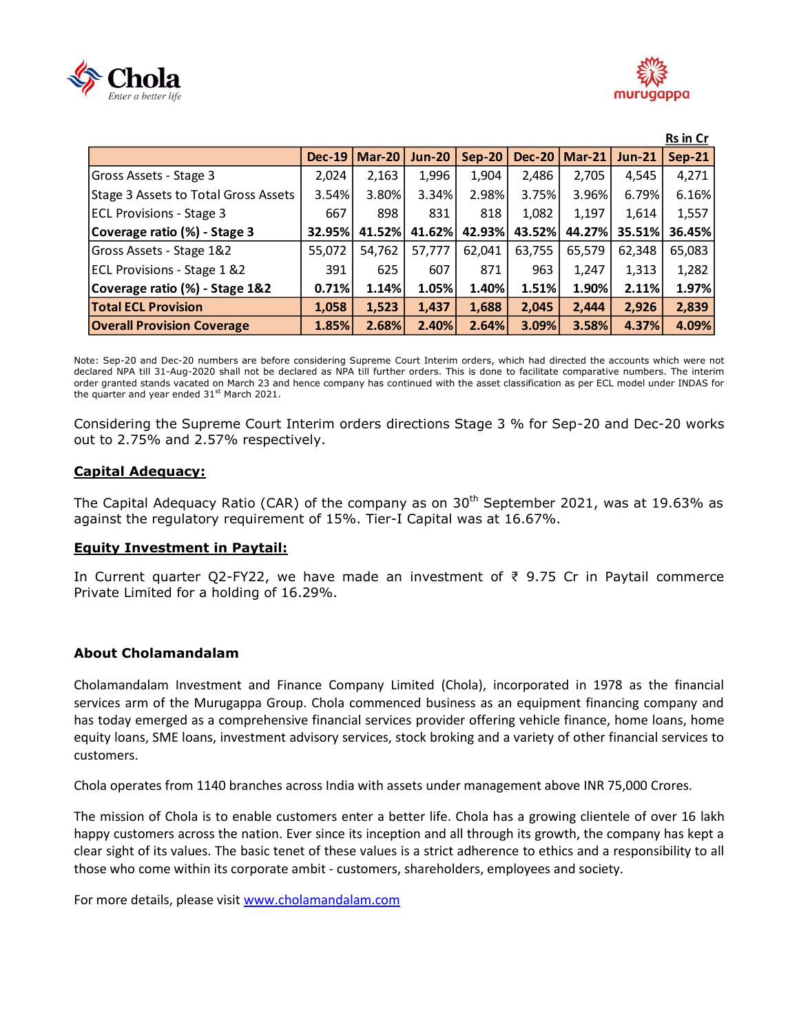Rs in Cr

| | Dec-19 | Mar-20 | Jun-20 | Sep-20 | Dec-20 | Mar-21 | Jun-21 | Sep-21 |
|---|---|---|---|---|---|---|---|---|
| Gross Assets - Stage 3 | 2,024 | 2,163 | 1,996 | 1,904 | 2,486 | 2,705 | 4,545 | 4,271 |
| Stage 3 Assets to Total Gross Assets | 3.54% | 3.80% | 3.34% | 2.98% | 3.75% | 3.96% | 6.79% | 6.16% |
| ECL Provisions - Stage 3 | 667 | 898 | 831 | 818 | 1,082 | 1,197 | 1,614 | 1,557 |
| **Coverage ratio (%) - Stage 3** | **32.95%** | **41.52%** | **41.62%** | **42.93%** | **43.52%** | **44.27%** | **35.51%** | **36.45%** |
| Gross Assets - Stage 1&2 | 55,072 | 54,762 | 57,777 | 62,041 | 63,755 | 65,579 | 62,348 | 65,083 |
| ECL Provisions - Stage 1 &2 | 391 | 625 | 607 | 871 | 963 | 1,247 | 1,313 | 1,282 |
| **Coverage ratio (%) - Stage 1&2** | **0.71%** | **1.14%** | **1.05%** | **1.40%** | **1.51%** | **1.90%** | **2.11%** | **1.97%** |
| **Total ECL Provision** | **1,058** | **1,523** | **1,437** | **1,688** | **2,045** | **2,444** | **2,926** | **2,839** |
| **Overall Provision Coverage** | **1.85%** | **2.68%** | **2.40%** | **2.64%** | **3.09%** | **3.58%** | **4.37%** | **4.09%** |

Note: Sep-20 and Dec-20 numbers are before considering Supreme Court Interim orders, which had directed the accounts which were not declared NPA till 31-Aug-2020 shall not be declared as NPA till further orders. This is done to facilitate comparative numbers. The interim order granted stands vacated on March 23 and hence company has continued with the asset classification as per ECL model under INDAS for the quarter and year ended 31st March 2021.

Considering the Supreme Court Interim orders directions Stage 3 % for Sep-20 and Dec-20 works out to 2.75% and 2.57% respectively.

## Capital Adequacy:

The Capital Adequacy Ratio (CAR) of the company as on 30th September 2021, was at 19.63% as against the regulatory requirement of 15%. Tier-I Capital was at 16.67%.

## Equity Investment in Paytail:

In Current quarter Q2-FY22, we have made an investment of ₹ 9.75 Cr in Paytail commerce Private Limited for a holding of 16.29%.

### About Cholamandalam

Cholamandalam Investment and Finance Company Limited (Chola), incorporated in 1978 as the financial services arm of the Murugappa Group. Chola commenced business as an equipment financing company and has today emerged as a comprehensive financial services provider offering vehicle finance, home loans, home equity loans, SME loans, investment advisory services, stock broking and a variety of other financial services to customers.

Chola operates from 1140 branches across India with assets under management above INR 75,000 Crores.

The mission of Chola is to enable customers enter a better life. Chola has a growing clientele of over 16 lakh happy customers across the nation. Ever since its inception and all through its growth, the company has kept a clear sight of its values. The basic tenet of these values is a strict adherence to ethics and a responsibility to all those who come within its corporate ambit - customers, shareholders, employees and society.

For more details, please visit www.cholamandalam.com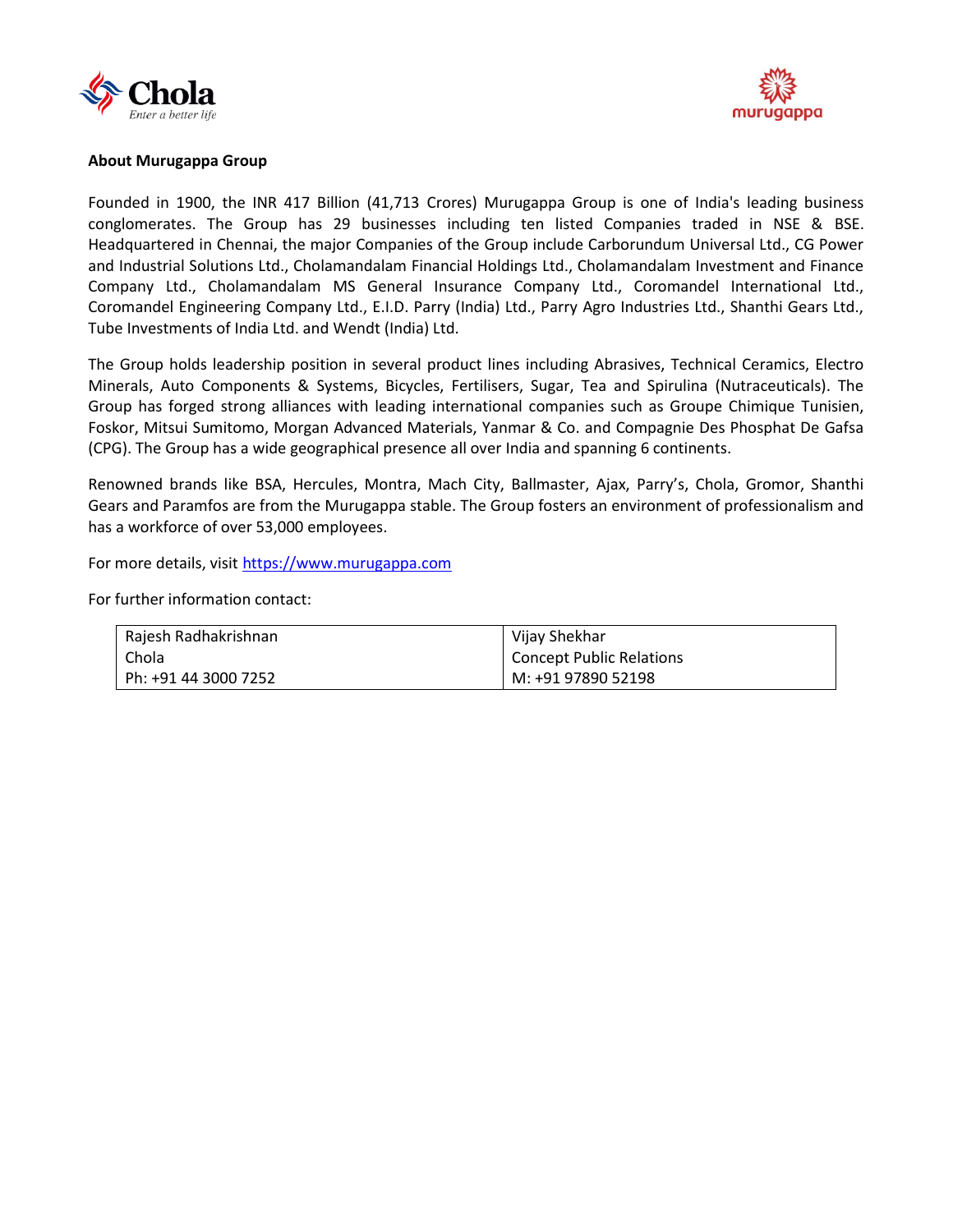**About Murugappa Group**

Founded in 1900, the INR 417 Billion (41,713 Crores) Murugappa Group is one of India's leading business conglomerates. The Group has 29 businesses including ten listed Companies traded in NSE & BSE. Headquartered in Chennai, the major Companies of the Group include Carborundum Universal Ltd., CG Power and Industrial Solutions Ltd., Cholamandalam Financial Holdings Ltd., Cholamandalam Investment and Finance Company Ltd., Cholamandalam MS General Insurance Company Ltd., Coromandel International Ltd., Coromandel Engineering Company Ltd., E.I.D. Parry (India) Ltd., Parry Agro Industries Ltd., Shanthi Gears Ltd., Tube Investments of India Ltd. and Wendt (India) Ltd.

The Group holds leadership position in several product lines including Abrasives, Technical Ceramics, Electro Minerals, Auto Components & Systems, Bicycles, Fertilisers, Sugar, Tea and Spirulina (Nutraceuticals). The Group has forged strong alliances with leading international companies such as Groupe Chimique Tunisien, Foskor, Mitsui Sumitomo, Morgan Advanced Materials, Yanmar & Co. and Compagnie Des Phosphat De Gafsa (CPG). The Group has a wide geographical presence all over India and spanning 6 continents.

Renowned brands like BSA, Hercules, Montra, Mach City, Ballmaster, Ajax, Parry's, Chola, Gromor, Shanthi Gears and Paramfos are from the Murugappa stable. The Group fosters an environment of professionalism and has a workforce of over 53,000 employees.

For more details, visit https://www.murugappa.com

For further information contact:

| | |
|---|---|
| Rajesh Radhakrishnan<br>Chola<br>Ph: +91 44 3000 7252 | Vijay Shekhar<br>Concept Public Relations<br>M: +91 97890 52198 |